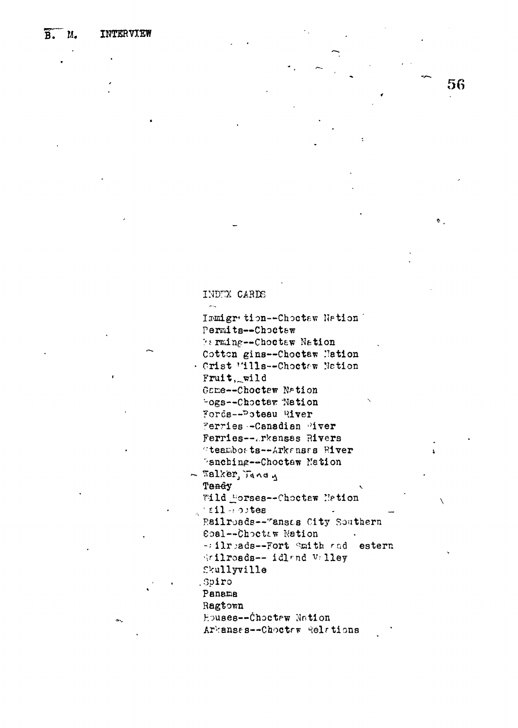B. M. INTERVIEW

INDEX CARDS

Immigration--Choctaw Nation
Permits--Choctaw
Farming--Choctaw Nation
Cotton gins--Choctaw Nation
Grist Mills--Choctaw Nation
Fruit, wild
Game--Choctaw Nation
Hogs--Choctaw Nation
Fords--Poteau River
Ferries--Canadian River
Ferries--Arkansas Rivers
Steamboats--Arkansas River
Ranching--Choctaw Nation
Walker, Tandy
Teady
Wild Horses--Choctaw Nation
Mail routes
Railroads--Kansas City Southern
Coal--Choctaw Nation
Railroads--Fort Smith and Western
Railroads--Midland Valley
Skullyville
Spiro
Panama
Ragtown
Houses--Choctaw Nation
Arkansas--Choctaw Relations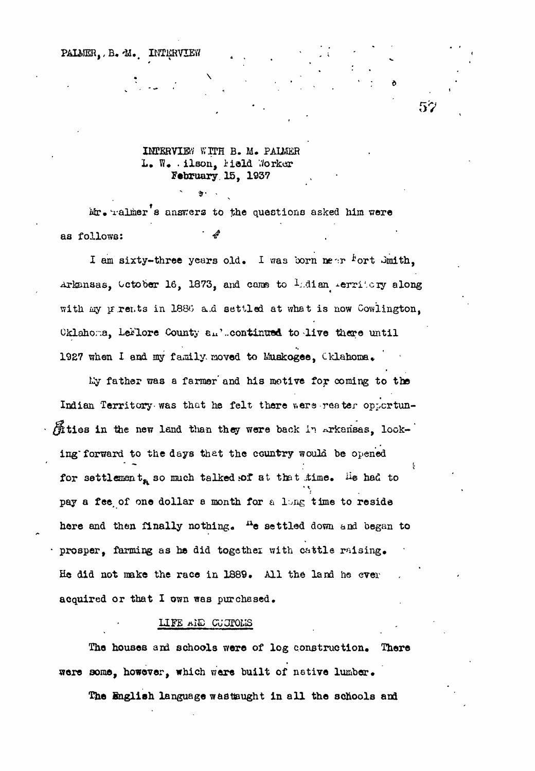INTERVIEW WITH B. M. PALMER
L. W. Wilson, Field Worker
February 15, 1937

Mr. Palmer's answers to the questions asked him were as follows:

I am sixty-three years old. I was born near Fort Smith, Arkansas, October 16, 1873, and came to Indian Territory along with my parents in 1886 and settled at what is now Cowlington, Oklahoma, LeFlore County and continued to live there until 1927 when I and my family moved to Muskogee, Oklahoma.

My father was a farmer and his motive for coming to the Indian Territory was that he felt there were greater opportunities in the new land than they were back in Arkansas, looking forward to the days that the country would be opened for settlement, so much talked of at that time. He had to pay a fee of one dollar a month for a long time to reside here and then finally nothing. He settled down and began to prosper, farming as he did together with cattle raising. He did not make the race in 1889. All the land he ever acquired or that I own was purchased.

## LIFE AND CUSTOMS

The houses and schools were of log construction. There were some, however, which were built of native lumber.

The English language was taught in all the schools and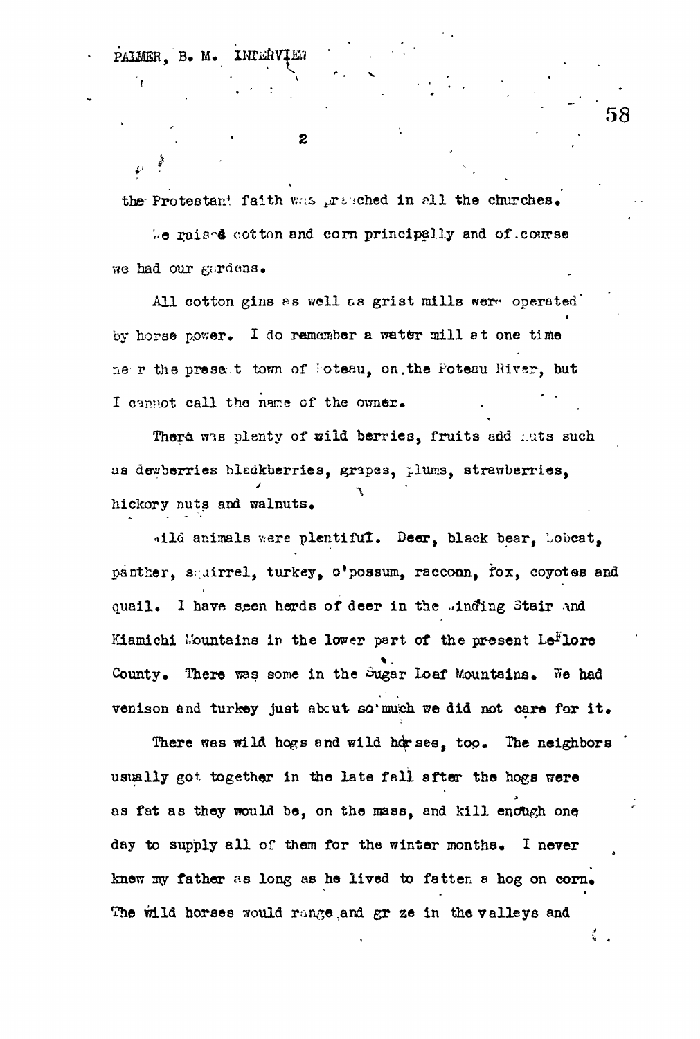the Protestant faith was preached in all the churches.

We raised cotton and corn principally and of course we had our gardens.

All cotton gins as well as grist mills were operated by horse power. I do remember a water mill at one time near the present town of Poteau, on the Poteau River, but I cannot call the name of the owner.

There was plenty of wild berries, fruits and nuts such as dewberries blackberries, grapes, plums, strawberries, hickory nuts and walnuts.

Wild animals were plentiful. Deer, black bear, bobcat, panther, squirrel, turkey, o'possum, raccoon, fox, coyotes and quail. I have seen herds of deer in the Winding Stair and Kiamichi Mountains in the lower part of the present LeFlore County. There was some in the Sugar Loaf Mountains. We had venison and turkey just about so much we did not care for it.

There was wild hogs and wild horses, too. The neighbors usually got together in the late fall after the hogs were as fat as they would be, on the mass, and kill enough one day to supply all of them for the winter months. I never knew my father as long as he lived to fatten a hog on corn. The wild horses would range and graze in the valleys and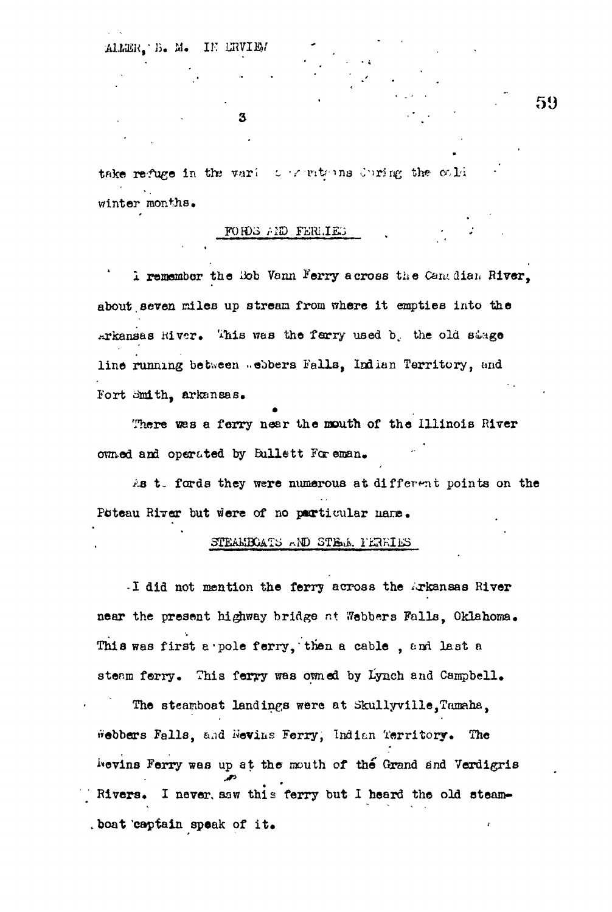take refuge in the vari c mountains during the cold winter months.

## FORDS AND FERRIES

I remember the Bob Vann Ferry across the Canadian River, about seven miles up stream from where it empties into the Arkansas River. This was the ferry used by the old stage line running between Webbers Falls, Indian Territory, and Fort Smith, Arkansas.

There was a ferry near the mouth of the Illinois River owned and operated by Bullett Foreman.

As to fords they were numerous at different points on the Poteau River but were of no particular name.

## STEAMBOATS AND STEAM FERRIES

I did not mention the ferry across the Arkansas River near the present highway bridge at Webbers Falls, Oklahoma. This was first a pole ferry, then a cable, and last a steam ferry. This ferry was owned by Lynch and Campbell.

The steamboat landings were at Skullyville, Tamaha, Webbers Falls, and Nevins Ferry, Indian Territory. The Nevins Ferry was up at the mouth of the Grand and Verdigris Rivers. I never saw this ferry but I heard the old steamboat captain speak of it.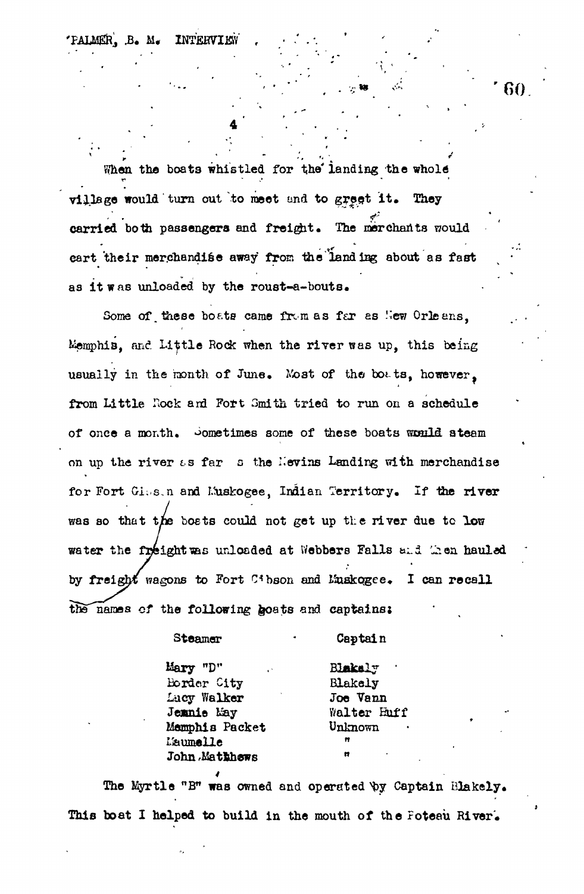When the boats whistled for the landing the whole village would turn out to meet and to greet it. They carried both passengers and freight. The merchants would cart their merchandise away from the landing about as fast as it was unloaded by the roust-a-bouts.

Some of these boats came from as far as New Orleans, Memphis, and Little Rock when the river was up, this being usually in the month of June. Most of the boats, however, from Little Rock and Fort Smith tried to run on a schedule of once a month. Sometimes some of these boats would steam on up the river as far as the Nevins Landing with merchandise for Fort Gibson and Muskogee, Indian Territory. If the river was so that the boats could not get up the river due to low water the freight was unloaded at Webbers Falls and then hauled by freight wagons to Fort Gibson and Muskogee. I can recall the names of the following boats and captains:

| Steamer | Captain |
|---|---|
| Mary "D" | Blakely |
| Border City | Blakely |
| Lucy Walker | Joe Vann |
| Jennie May | Walter Huff |
| Memphis Packet | Unknown |
| Maumelle | " |
| John Matthews | " |

The Myrtle "B" was owned and operated by Captain Blakely. This boat I helped to build in the mouth of the Poteau River.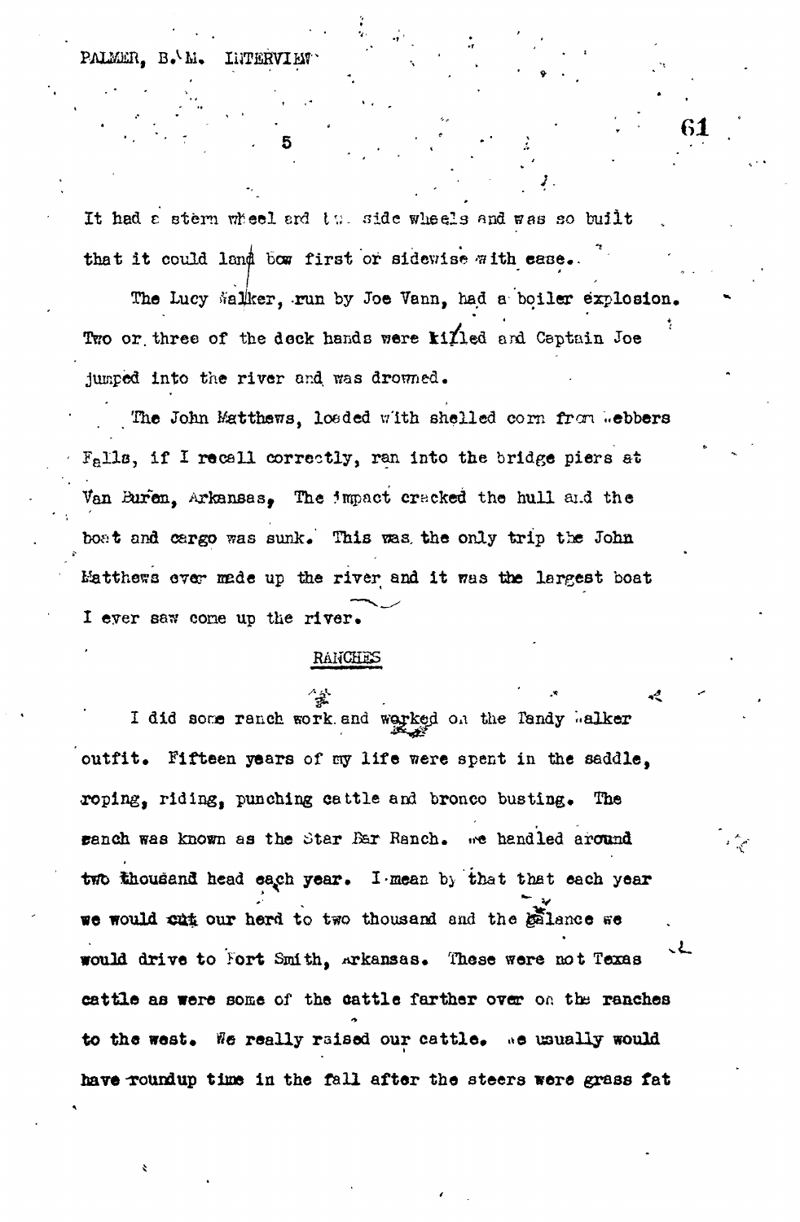It had a stern wheel and two side wheels and was so built that it could land bow first or sidewise with ease.

The Lucy Walker, run by Joe Vann, had a boiler explosion. Two or three of the deck hands were killed and Captain Joe jumped into the river and was drowned.

The John Matthews, loaded with shelled corn from Webbers Falls, if I recall correctly, ran into the bridge piers at Van Buren, Arkansas. The impact cracked the hull and the boat and cargo was sunk. This was the only trip the John Matthews ever made up the river and it was the largest boat I ever saw come up the river.

## RANCHES

I did some ranch work and worked on the Tandy Walker outfit. Fifteen years of my life were spent in the saddle, roping, riding, punching cattle and bronco busting. The ranch was known as the Star Bar Ranch. We handled around two thousand head each year. I mean by that that each year we would cut our herd to two thousand and the balance we would drive to Fort Smith, Arkansas. These were not Texas cattle as were some of the cattle farther over on the ranches to the west. We really raised our cattle. We usually would have roundup time in the fall after the steers were grass fat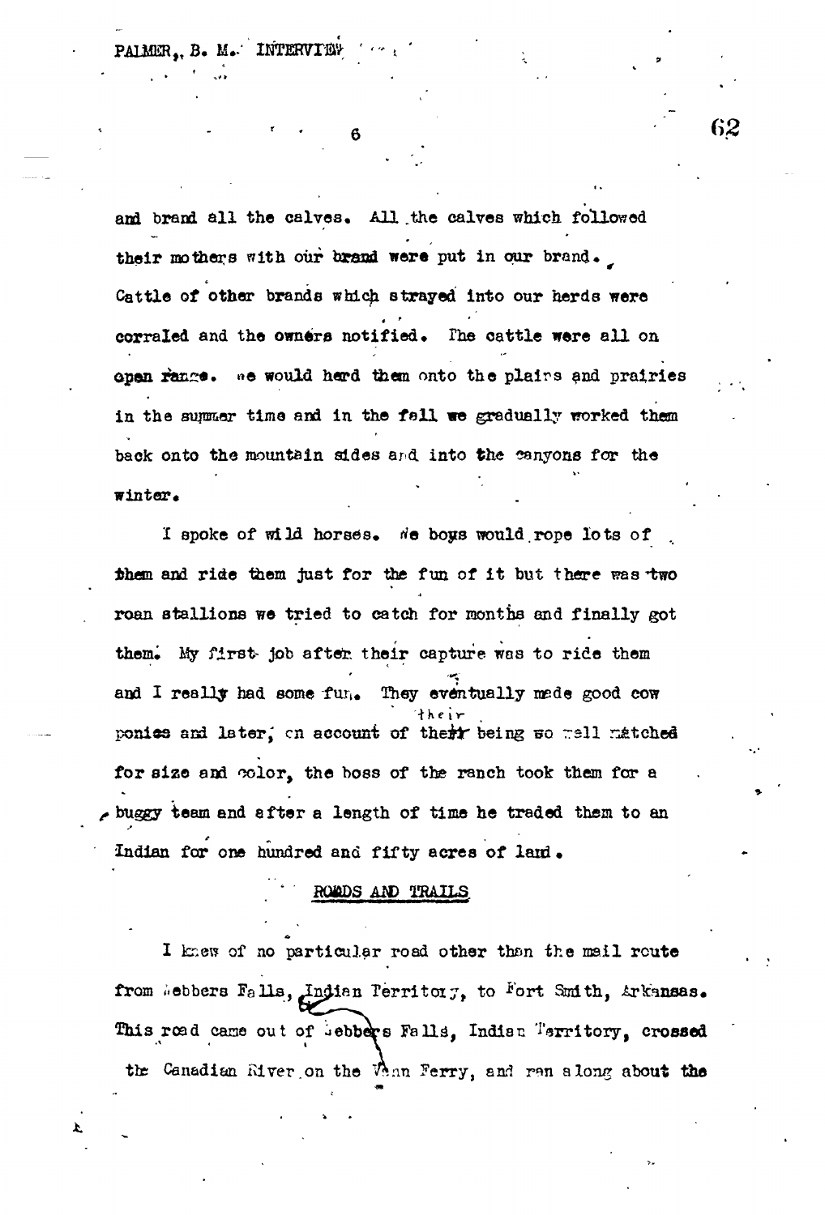and brand all the calves. All the calves which followed their mothers with our brand were put in our brand. Cattle of other brands which strayed into our herds were corraled and the owners notified. The cattle were all on open range. We would herd them onto the plains and prairies in the summer time and in the fall we gradually worked them back onto the mountain sides and into the canyons for the winter.

I spoke of wild horses. We boys would rope lots of them and ride them just for the fun of it but there was two roan stallions we tried to catch for months and finally got them. My first job after their capture was to ride them and I really had some fun. They eventually made good cow ponies and later, on account of their being so well matched for size and color, the boss of the ranch took them for a buggy team and after a length of time he traded them to an Indian for one hundred and fifty acres of land.

## ROADS AND TRAILS

I knew of no particular road other than the mail route from Webbers Falls, Indian Territory, to Fort Smith, Arkansas. This road came out of Webbers Falls, Indian Territory, crossed the Canadian River on the Vann Ferry, and ran along about the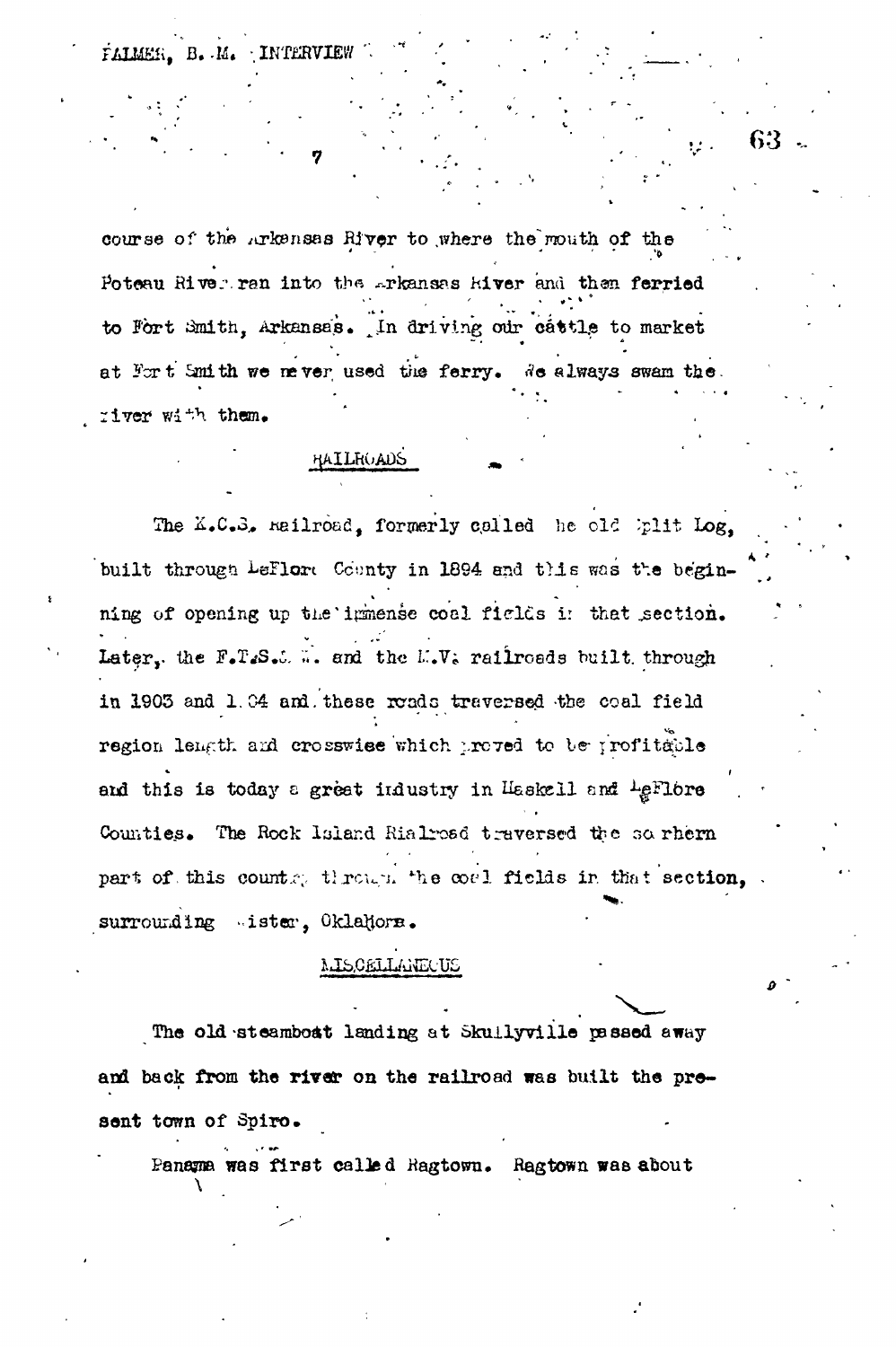course of the Arkansas River to where the mouth of the Poteau River ran into the Arkansas River and then ferried to Fort Smith, Arkansas. In driving our cattle to market at Fort Smith we never used the ferry. We always swam the river with them.

## RAILROADS

The K.C.S. Railroad, formerly called the old Split Log, built through LeFlore County in 1894 and this was the beginning of opening up the immense coal fields in that section. Later, the F.T.&S.O.W. and the M.V. railroads built through in 1903 and 1904 and these roads traversed the coal field region length and crosswise which proved to be profitable and this is today a great industry in Haskell and LeFlore Counties. The Rock Island Railroad traversed the southern part of this country through the coal fields in that section, surrounding Wister, Oklahoma.

## MISCELLANEOUS

The old steamboat landing at Skullyville passed away and back from the river on the railroad was built the present town of Spiro.

Panama was first called Ragtown. Ragtown was about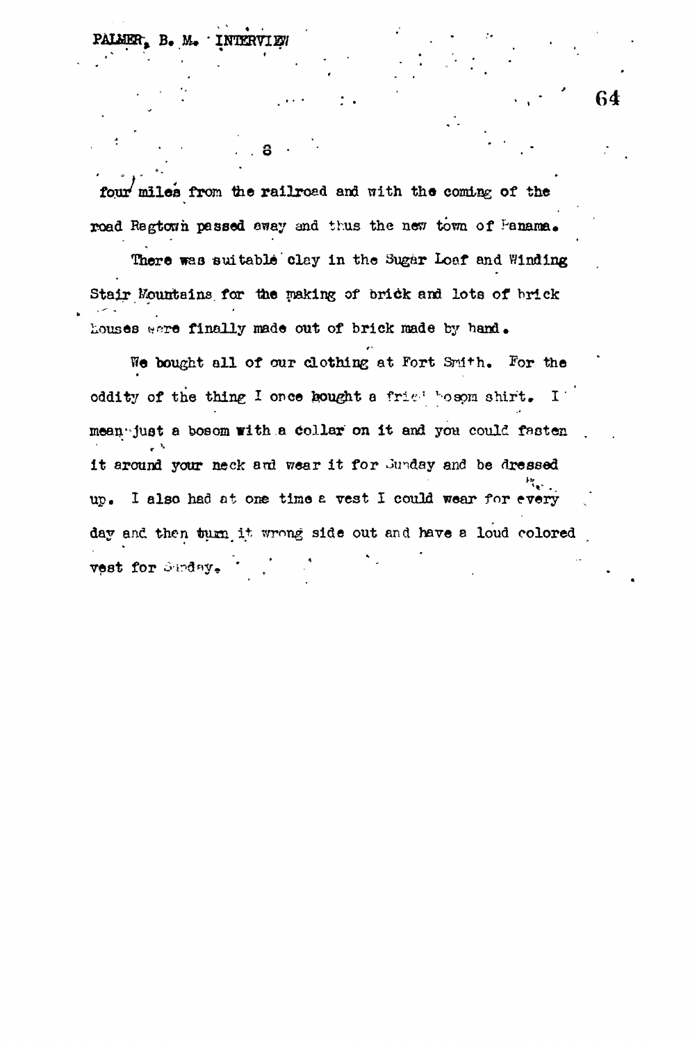four miles from the railroad and with the coming of the road Ragtown passed away and thus the new town of Panama.

There was suitable clay in the Sugar Loaf and Winding Stair Mountains for the making of brick and lots of brick houses were finally made out of brick made by hand.

We bought all of our clothing at Fort Smith. For the oddity of the thing I once bought a fried bosom shirt. I mean just a bosom with a collar on it and you could fasten it around your neck and wear it for Sunday and be dressed up. I also had at one time a vest I could wear for every day and then turn it wrong side out and have a loud colored vest for Sunday.